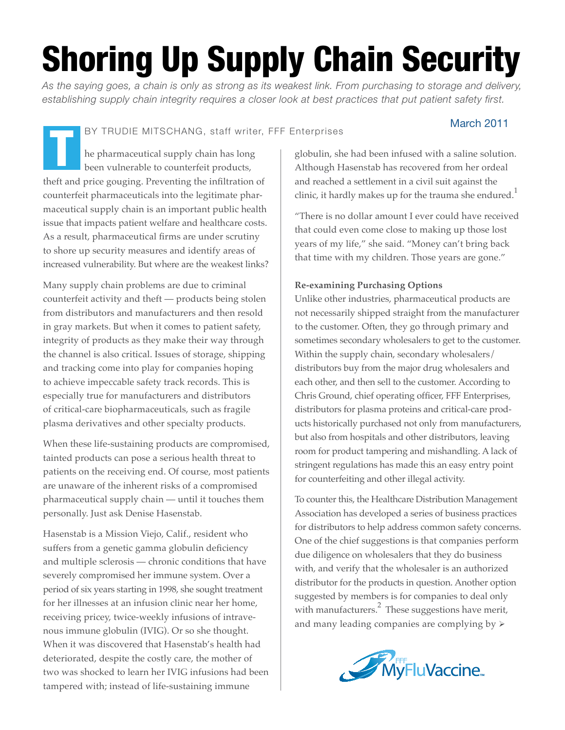# Shoring Up Supply Chain Security

*As the saying goes, a chain is only as strong as its weakest link. From purchasing to storage and delivery, establishing supply chain integrity requires a closer look at best practices that put patient safety first.*

March 2011

BY TRUDIE MITSCHANG, staff writer, FFF Enterprises

The pharmaceutical supply chain has long been vulnerable to counterfeit products, theft and price gouging. Preventing the infiltration of counterfeit pharmaceuticals into the legitimate pharmaceutical supply chain is an important public health issue that impacts patient welfare and healthcare costs. As a result, pharmaceutical firms are under scrutiny to shore up security measures and identify areas of increased vulnerability. But where are the weakest links?

Many supply chain problems are due to criminal counterfeit activity and theft — products being stolen from distributors and manufacturers and then resold in gray markets. But when it comes to patient safety, integrity of products as they make their way through the channel is also critical. Issues of storage, shipping and tracking come into play for companies hoping to achieve impeccable safety track records. This is especially true for manufacturers and distributors of critical-care biopharmaceuticals, such as fragile plasma derivatives and other specialty products.

When these life-sustaining products are compromised, tainted products can pose a serious health threat to patients on the receiving end. Of course, most patients are unaware of the inherent risks of a compromised pharmaceutical supply chain — until it touches them personally. Just ask Denise Hasenstab.

Hasenstab is a Mission Viejo, Calif., resident who suffers from a genetic gamma globulin deficiency and multiple sclerosis — chronic conditions that have severely compromised her immune system. Over a period of six years starting in 1998, she sought treatment for her illnesses at an infusion clinic near her home, receiving pricey, twice-weekly infusions of intravenous immune globulin (IVIG). Or so she thought. When it was discovered that Hasenstab's health had deteriorated, despite the costly care, the mother of two was shocked to learn her IVIG infusions had been tampered with; instead of life-sustaining immune globulin, she had been infused with a saline solution. Although Hasenstab has recovered from her ordeal and reached a settlement in a civil suit against the clinic, it hardly makes up for the trauma she endured.[1]

"There is no dollar amount I ever could have received that could even come close to making up those lost years of my life," she said. "Money can't bring back that time with my children. Those years are gone."

**Re-examining Purchasing Options**

Unlike other industries, pharmaceutical products are not necessarily shipped straight from the manufacturer to the customer. Often, they go through primary and sometimes secondary wholesalers to get to the customer. Within the supply chain, secondary wholesalers/ distributors buy from the major drug wholesalers and each other, and then sell to the customer. According to Chris Ground, chief operating officer, FFF Enterprises, distributors for plasma proteins and critical-care products historically purchased not only from manufacturers, but also from hospitals and other distributors, leaving room for product tampering and mishandling. A lack of stringent regulations has made this an easy entry point for counterfeiting and other illegal activity.

To counter this, the Healthcare Distribution Management Association has developed a series of business practices for distributors to help address common safety concerns. One of the chief suggestions is that companies perform due diligence on wholesalers that they do business with, and verify that the wholesaler is an authorized distributor for the products in question. Another option suggested by members is for companies to deal only with manufacturers.[2] These suggestions have merit, and many leading companies are complying by ➢

FFF MyFluVaccine™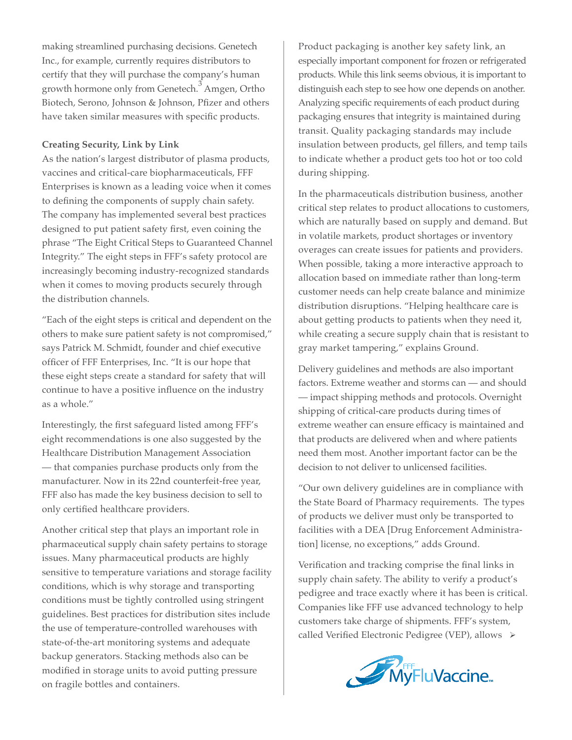making streamlined purchasing decisions. Genetech Inc., for example, currently requires distributors to certify that they will purchase the company's human growth hormone only from Genetech.[3] Amgen, Ortho Biotech, Serono, Johnson & Johnson, Pfizer and others have taken similar measures with specific products.

**Creating Security, Link by Link**

As the nation's largest distributor of plasma products, vaccines and critical-care biopharmaceuticals, FFF Enterprises is known as a leading voice when it comes to defining the components of supply chain safety. The company has implemented several best practices designed to put patient safety first, even coining the phrase "The Eight Critical Steps to Guaranteed Channel Integrity." The eight steps in FFF's safety protocol are increasingly becoming industry-recognized standards when it comes to moving products securely through the distribution channels.

"Each of the eight steps is critical and dependent on the others to make sure patient safety is not compromised," says Patrick M. Schmidt, founder and chief executive officer of FFF Enterprises, Inc. "It is our hope that these eight steps create a standard for safety that will continue to have a positive influence on the industry as a whole."

Interestingly, the first safeguard listed among FFF's eight recommendations is one also suggested by the Healthcare Distribution Management Association — that companies purchase products only from the manufacturer. Now in its 22nd counterfeit-free year, FFF also has made the key business decision to sell to only certified healthcare providers.

Another critical step that plays an important role in pharmaceutical supply chain safety pertains to storage issues. Many pharmaceutical products are highly sensitive to temperature variations and storage facility conditions, which is why storage and transporting conditions must be tightly controlled using stringent guidelines. Best practices for distribution sites include the use of temperature-controlled warehouses with state-of-the-art monitoring systems and adequate backup generators. Stacking methods also can be modified in storage units to avoid putting pressure on fragile bottles and containers.

Product packaging is another key safety link, an especially important component for frozen or refrigerated products. While this link seems obvious, it is important to distinguish each step to see how one depends on another. Analyzing specific requirements of each product during packaging ensures that integrity is maintained during transit. Quality packaging standards may include insulation between products, gel fillers, and temp tails to indicate whether a product gets too hot or too cold during shipping.

In the pharmaceuticals distribution business, another critical step relates to product allocations to customers, which are naturally based on supply and demand. But in volatile markets, product shortages or inventory overages can create issues for patients and providers. When possible, taking a more interactive approach to allocation based on immediate rather than long-term customer needs can help create balance and minimize distribution disruptions. "Helping healthcare care is about getting products to patients when they need it, while creating a secure supply chain that is resistant to gray market tampering," explains Ground.

Delivery guidelines and methods are also important factors. Extreme weather and storms can — and should — impact shipping methods and protocols. Overnight shipping of critical-care products during times of extreme weather can ensure efficacy is maintained and that products are delivered when and where patients need them most. Another important factor can be the decision to not deliver to unlicensed facilities.

"Our own delivery guidelines are in compliance with the State Board of Pharmacy requirements. The types of products we deliver must only be transported to facilities with a DEA [Drug Enforcement Administration] license, no exceptions," adds Ground.

Verification and tracking comprise the final links in supply chain safety. The ability to verify a product's pedigree and trace exactly where it has been is critical. Companies like FFF use advanced technology to help customers take charge of shipments. FFF's system, called Verified Electronic Pedigree (VEP), allows ➢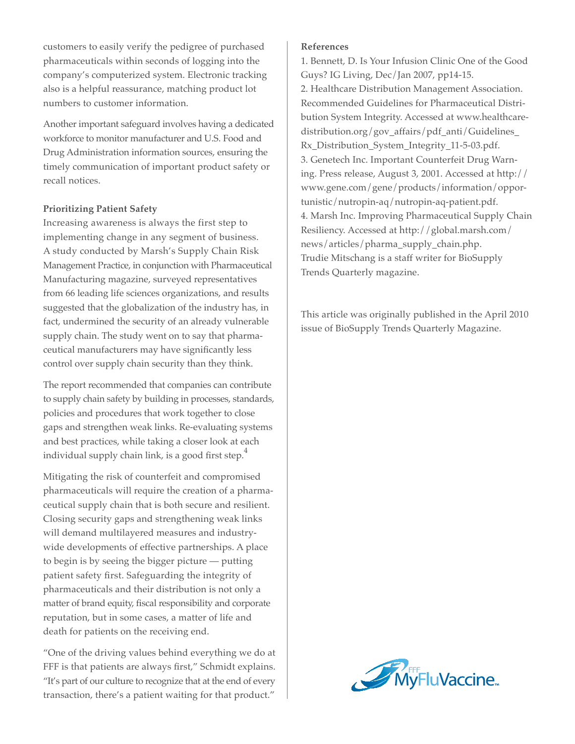customers to easily verify the pedigree of purchased pharmaceuticals within seconds of logging into the company's computerized system. Electronic tracking also is a helpful reassurance, matching product lot numbers to customer information.

Another important safeguard involves having a dedicated workforce to monitor manufacturer and U.S. Food and Drug Administration information sources, ensuring the timely communication of important product safety or recall notices.

**Prioritizing Patient Safety**

Increasing awareness is always the first step to implementing change in any segment of business. A study conducted by Marsh's Supply Chain Risk Management Practice, in conjunction with Pharmaceutical Manufacturing magazine, surveyed representatives from 66 leading life sciences organizations, and results suggested that the globalization of the industry has, in fact, undermined the security of an already vulnerable supply chain. The study went on to say that pharmaceutical manufacturers may have significantly less control over supply chain security than they think.

The report recommended that companies can contribute to supply chain safety by building in processes, standards, policies and procedures that work together to close gaps and strengthen weak links. Re-evaluating systems and best practices, while taking a closer look at each individual supply chain link, is a good first step.[4]

Mitigating the risk of counterfeit and compromised pharmaceuticals will require the creation of a pharmaceutical supply chain that is both secure and resilient. Closing security gaps and strengthening weak links will demand multilayered measures and industry-wide developments of effective partnerships. A place to begin is by seeing the bigger picture — putting patient safety first. Safeguarding the integrity of pharmaceuticals and their distribution is not only a matter of brand equity, fiscal responsibility and corporate reputation, but in some cases, a matter of life and death for patients on the receiving end.

"One of the driving values behind everything we do at FFF is that patients are always first," Schmidt explains. "It's part of our culture to recognize that at the end of every transaction, there's a patient waiting for that product."

**References**

1. Bennett, D. Is Your Infusion Clinic One of the Good Guys? IG Living, Dec/Jan 2007, pp14-15.
2. Healthcare Distribution Management Association. Recommended Guidelines for Pharmaceutical Distribution System Integrity. Accessed at www.healthcaredistribution.org/gov_affairs/pdf_anti/Guidelines_Rx_Distribution_System_Integrity_11-5-03.pdf.
3. Genetech Inc. Important Counterfeit Drug Warning. Press release, August 3, 2001. Accessed at http://www.gene.com/gene/products/information/opportunistic/nutropin-aq/nutropin-aq-patient.pdf.
4. Marsh Inc. Improving Pharmaceutical Supply Chain Resiliency. Accessed at http://global.marsh.com/news/articles/pharma_supply_chain.php.

Trudie Mitschang is a staff writer for BioSupply Trends Quarterly magazine.

This article was originally published in the April 2010 issue of BioSupply Trends Quarterly Magazine.

FFF MyFluVaccine™